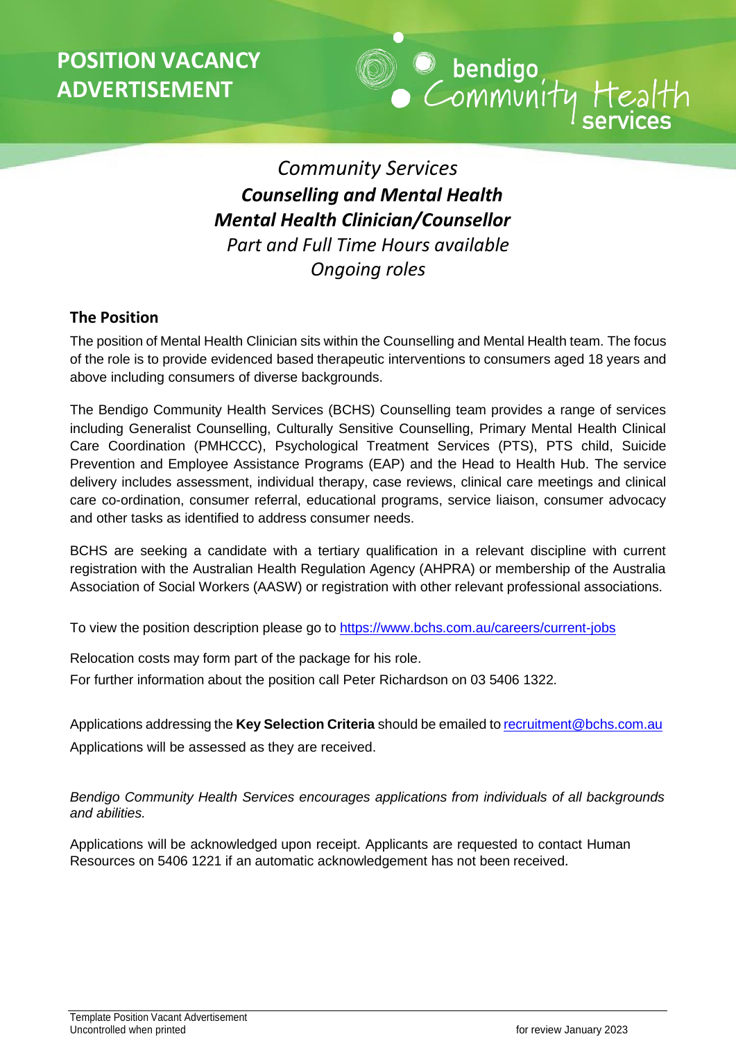# POSITION VACANCY ADVERTISEMENT

bendigo Community Health services

*Community Services*

***Counselling and Mental Health***

***Mental Health Clinician/Counsellor***

*Part and Full Time Hours available*

*Ongoing roles*

## The Position

The position of Mental Health Clinician sits within the Counselling and Mental Health team. The focus of the role is to provide evidenced based therapeutic interventions to consumers aged 18 years and above including consumers of diverse backgrounds.

The Bendigo Community Health Services (BCHS) Counselling team provides a range of services including Generalist Counselling, Culturally Sensitive Counselling, Primary Mental Health Clinical Care Coordination (PMHCCC), Psychological Treatment Services (PTS), PTS child, Suicide Prevention and Employee Assistance Programs (EAP) and the Head to Health Hub. The service delivery includes assessment, individual therapy, case reviews, clinical care meetings and clinical care co-ordination, consumer referral, educational programs, service liaison, consumer advocacy and other tasks as identified to address consumer needs.

BCHS are seeking a candidate with a tertiary qualification in a relevant discipline with current registration with the Australian Health Regulation Agency (AHPRA) or membership of the Australia Association of Social Workers (AASW) or registration with other relevant professional associations.

To view the position description please go to https://www.bchs.com.au/careers/current-jobs

Relocation costs may form part of the package for his role.

For further information about the position call Peter Richardson on 03 5406 1322.

Applications addressing the **Key Selection Criteria** should be emailed to recruitment@bchs.com.au

Applications will be assessed as they are received.

*Bendigo Community Health Services encourages applications from individuals of all backgrounds and abilities.*

Applications will be acknowledged upon receipt. Applicants are requested to contact Human Resources on 5406 1221 if an automatic acknowledgement has not been received.